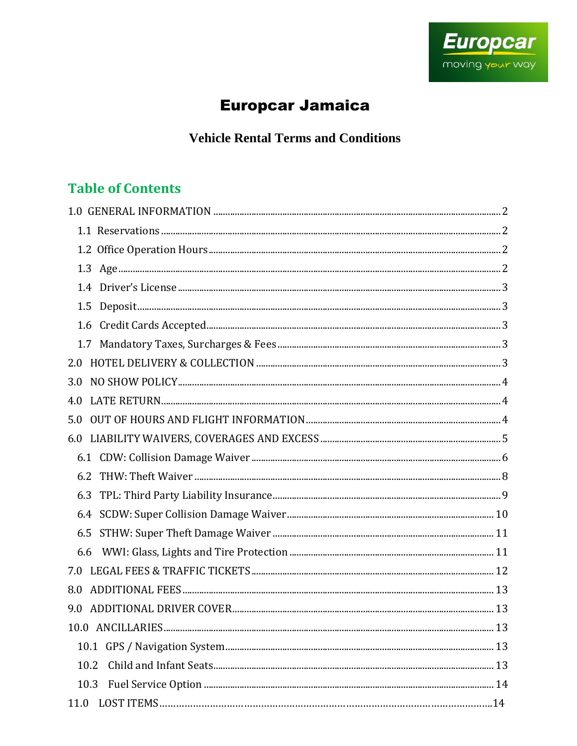# Europcar Jamaica

## Vehicle Rental Terms and Conditions

## Table of Contents

1.0 GENERAL INFORMATION ..... 2
- 1.1 Reservations ..... 2
- 1.2 Office Operation Hours ..... 2
- 1.3 Age ..... 2
- 1.4 Driver's License ..... 3
- 1.5 Deposit ..... 3
- 1.6 Credit Cards Accepted ..... 3
- 1.7 Mandatory Taxes, Surcharges & Fees ..... 3

2.0 HOTEL DELIVERY & COLLECTION ..... 3

3.0 NO SHOW POLICY ..... 4

4.0 LATE RETURN ..... 4

5.0 OUT OF HOURS AND FLIGHT INFORMATION ..... 4

6.0 LIABILITY WAIVERS, COVERAGES AND EXCESS ..... 5
- 6.1 CDW: Collision Damage Waiver ..... 6
- 6.2 THW: Theft Waiver ..... 8
- 6.3 TPL: Third Party Liability Insurance ..... 9
- 6.4 SCDW: Super Collision Damage Waiver ..... 10
- 6.5 STHW: Super Theft Damage Waiver ..... 11
- 6.6 WWI: Glass, Lights and Tire Protection ..... 11

7.0 LEGAL FEES & TRAFFIC TICKETS ..... 12

8.0 ADDITIONAL FEES ..... 13

9.0 ADDITIONAL DRIVER COVER ..... 13

10.0 ANCILLARIES ..... 13
- 10.1 GPS / Navigation System ..... 13
- 10.2 Child and Infant Seats ..... 13
- 10.3 Fuel Service Option ..... 14

11.0 LOST ITEMS ..... 14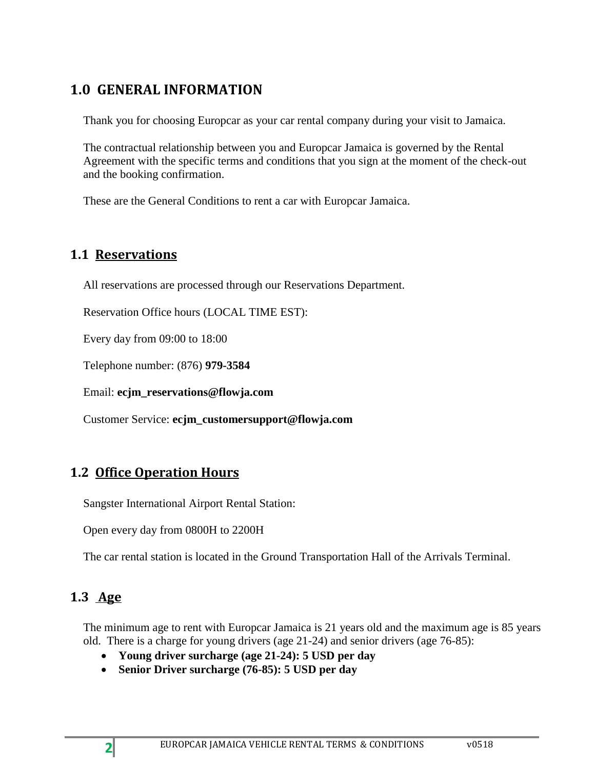## 1.0 GENERAL INFORMATION

Thank you for choosing Europcar as your car rental company during your visit to Jamaica.

The contractual relationship between you and Europcar Jamaica is governed by the Rental Agreement with the specific terms and conditions that you sign at the moment of the check-out and the booking confirmation.

These are the General Conditions to rent a car with Europcar Jamaica.

### 1.1 Reservations

All reservations are processed through our Reservations Department.

Reservation Office hours (LOCAL TIME EST):

Every day from 09:00 to 18:00

Telephone number: (876) **979-3584**

Email: **ecjm_reservations@flowja.com**

Customer Service: **ecjm_customersupport@flowja.com**

### 1.2 Office Operation Hours

Sangster International Airport Rental Station:

Open every day from 0800H to 2200H

The car rental station is located in the Ground Transportation Hall of the Arrivals Terminal.

### 1.3 Age

The minimum age to rent with Europcar Jamaica is 21 years old and the maximum age is 85 years old. There is a charge for young drivers (age 21-24) and senior drivers (age 76-85):

- **Young driver surcharge (age 21-24): 5 USD per day**
- **Senior Driver surcharge (76-85): 5 USD per day**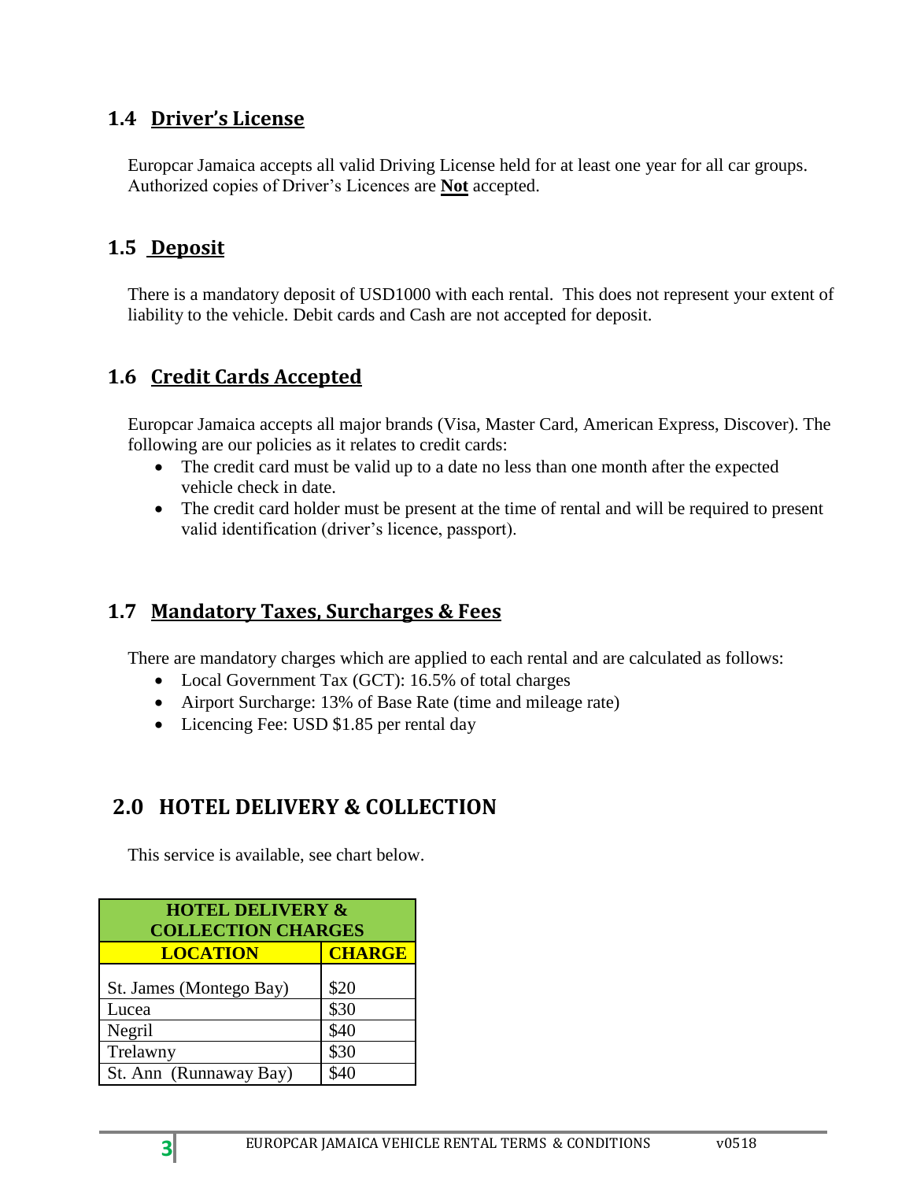### 1.4 Driver's License

Europcar Jamaica accepts all valid Driving License held for at least one year for all car groups. Authorized copies of Driver's Licences are **Not** accepted.

### 1.5 Deposit

There is a mandatory deposit of USD1000 with each rental. This does not represent your extent of liability to the vehicle. Debit cards and Cash are not accepted for deposit.

### 1.6 Credit Cards Accepted

Europcar Jamaica accepts all major brands (Visa, Master Card, American Express, Discover). The following are our policies as it relates to credit cards:

- The credit card must be valid up to a date no less than one month after the expected vehicle check in date.
- The credit card holder must be present at the time of rental and will be required to present valid identification (driver's licence, passport).

### 1.7 Mandatory Taxes, Surcharges & Fees

There are mandatory charges which are applied to each rental and are calculated as follows:

- Local Government Tax (GCT): 16.5% of total charges
- Airport Surcharge: 13% of Base Rate (time and mileage rate)
- Licencing Fee: USD $1.85 per rental day

## 2.0 HOTEL DELIVERY & COLLECTION

This service is available, see chart below.

| HOTEL DELIVERY & COLLECTION CHARGES | |
|---|---|
| **LOCATION** | **CHARGE** |
| St. James (Montego Bay) | $20 |
| Lucea | $30 |
| Negril | $40 |
| Trelawny | $30 |
| St. Ann (Runnaway Bay) | $40 |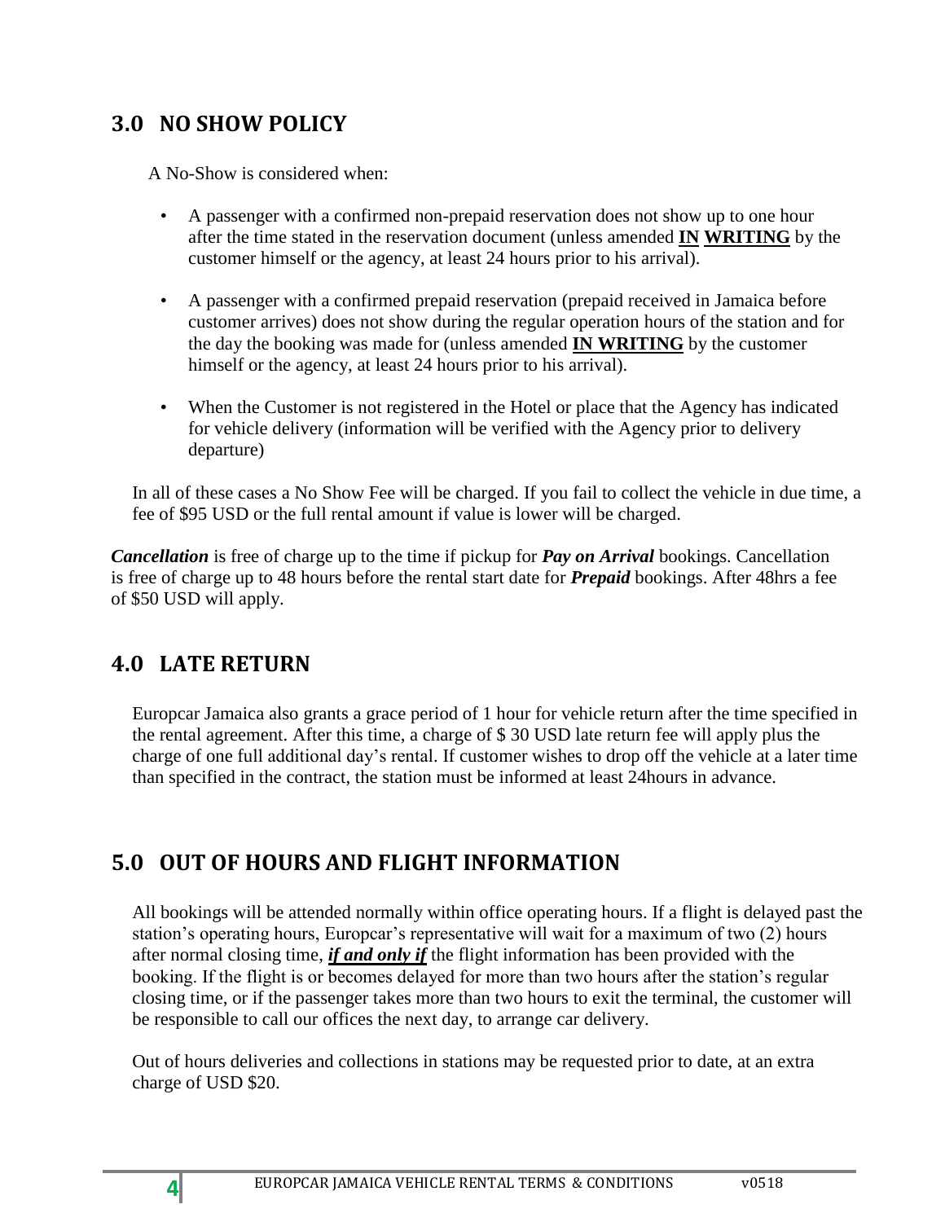## 3.0 NO SHOW POLICY

A No-Show is considered when:

- A passenger with a confirmed non-prepaid reservation does not show up to one hour after the time stated in the reservation document (unless amended **IN WRITING** by the customer himself or the agency, at least 24 hours prior to his arrival).
- A passenger with a confirmed prepaid reservation (prepaid received in Jamaica before customer arrives) does not show during the regular operation hours of the station and for the day the booking was made for (unless amended **IN WRITING** by the customer himself or the agency, at least 24 hours prior to his arrival).
- When the Customer is not registered in the Hotel or place that the Agency has indicated for vehicle delivery (information will be verified with the Agency prior to delivery departure)

In all of these cases a No Show Fee will be charged. If you fail to collect the vehicle in due time, a fee of $95 USD or the full rental amount if value is lower will be charged.

***Cancellation*** is free of charge up to the time if pickup for ***Pay on Arrival*** bookings. Cancellation is free of charge up to 48 hours before the rental start date for ***Prepaid*** bookings. After 48hrs a fee of $50 USD will apply.

## 4.0 LATE RETURN

Europcar Jamaica also grants a grace period of 1 hour for vehicle return after the time specified in the rental agreement. After this time, a charge of $ 30 USD late return fee will apply plus the charge of one full additional day's rental. If customer wishes to drop off the vehicle at a later time than specified in the contract, the station must be informed at least 24hours in advance.

## 5.0 OUT OF HOURS AND FLIGHT INFORMATION

All bookings will be attended normally within office operating hours. If a flight is delayed past the station's operating hours, Europcar's representative will wait for a maximum of two (2) hours after normal closing time, ***if and only if*** the flight information has been provided with the booking. If the flight is or becomes delayed for more than two hours after the station's regular closing time, or if the passenger takes more than two hours to exit the terminal, the customer will be responsible to call our offices the next day, to arrange car delivery.

Out of hours deliveries and collections in stations may be requested prior to date, at an extra charge of USD $20.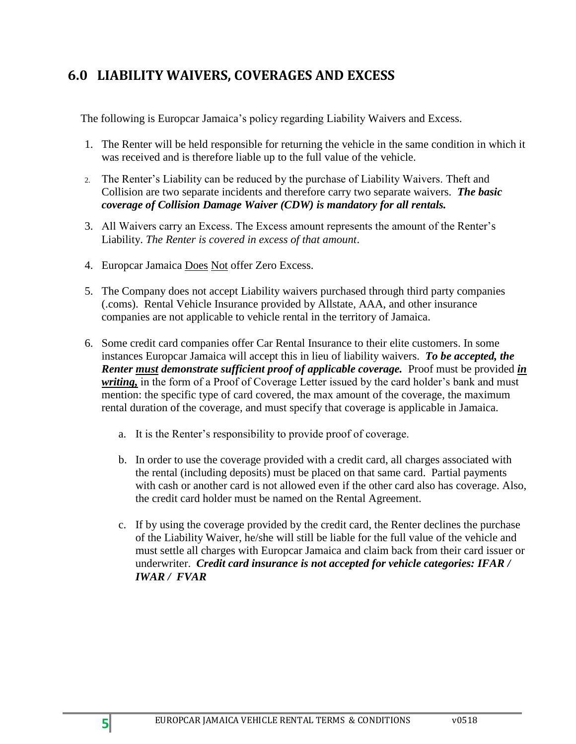## 6.0 LIABILITY WAIVERS, COVERAGES AND EXCESS

The following is Europcar Jamaica's policy regarding Liability Waivers and Excess.

1. The Renter will be held responsible for returning the vehicle in the same condition in which it was received and is therefore liable up to the full value of the vehicle.
2. The Renter's Liability can be reduced by the purchase of Liability Waivers. Theft and Collision are two separate incidents and therefore carry two separate waivers. ***The basic coverage of Collision Damage Waiver (CDW) is mandatory for all rentals.***
3. All Waivers carry an Excess. The Excess amount represents the amount of the Renter's Liability. *The Renter is covered in excess of that amount*.
4. Europcar Jamaica <u>Does</u> <u>Not</u> offer Zero Excess.
5. The Company does not accept Liability waivers purchased through third party companies (.coms). Rental Vehicle Insurance provided by Allstate, AAA, and other insurance companies are not applicable to vehicle rental in the territory of Jamaica.
6. Some credit card companies offer Car Rental Insurance to their elite customers. In some instances Europcar Jamaica will accept this in lieu of liability waivers. ***To be accepted, the Renter <u>must</u> demonstrate sufficient proof of applicable coverage.*** Proof must be provided ***<u>in writing,</u>*** in the form of a Proof of Coverage Letter issued by the card holder's bank and must mention: the specific type of card covered, the max amount of the coverage, the maximum rental duration of the coverage, and must specify that coverage is applicable in Jamaica.
    a. It is the Renter's responsibility to provide proof of coverage.
    b. In order to use the coverage provided with a credit card, all charges associated with the rental (including deposits) must be placed on that same card. Partial payments with cash or another card is not allowed even if the other card also has coverage. Also, the credit card holder must be named on the Rental Agreement.
    c. If by using the coverage provided by the credit card, the Renter declines the purchase of the Liability Waiver, he/she will still be liable for the full value of the vehicle and must settle all charges with Europcar Jamaica and claim back from their card issuer or underwriter. ***Credit card insurance is not accepted for vehicle categories: IFAR / IWAR / FVAR***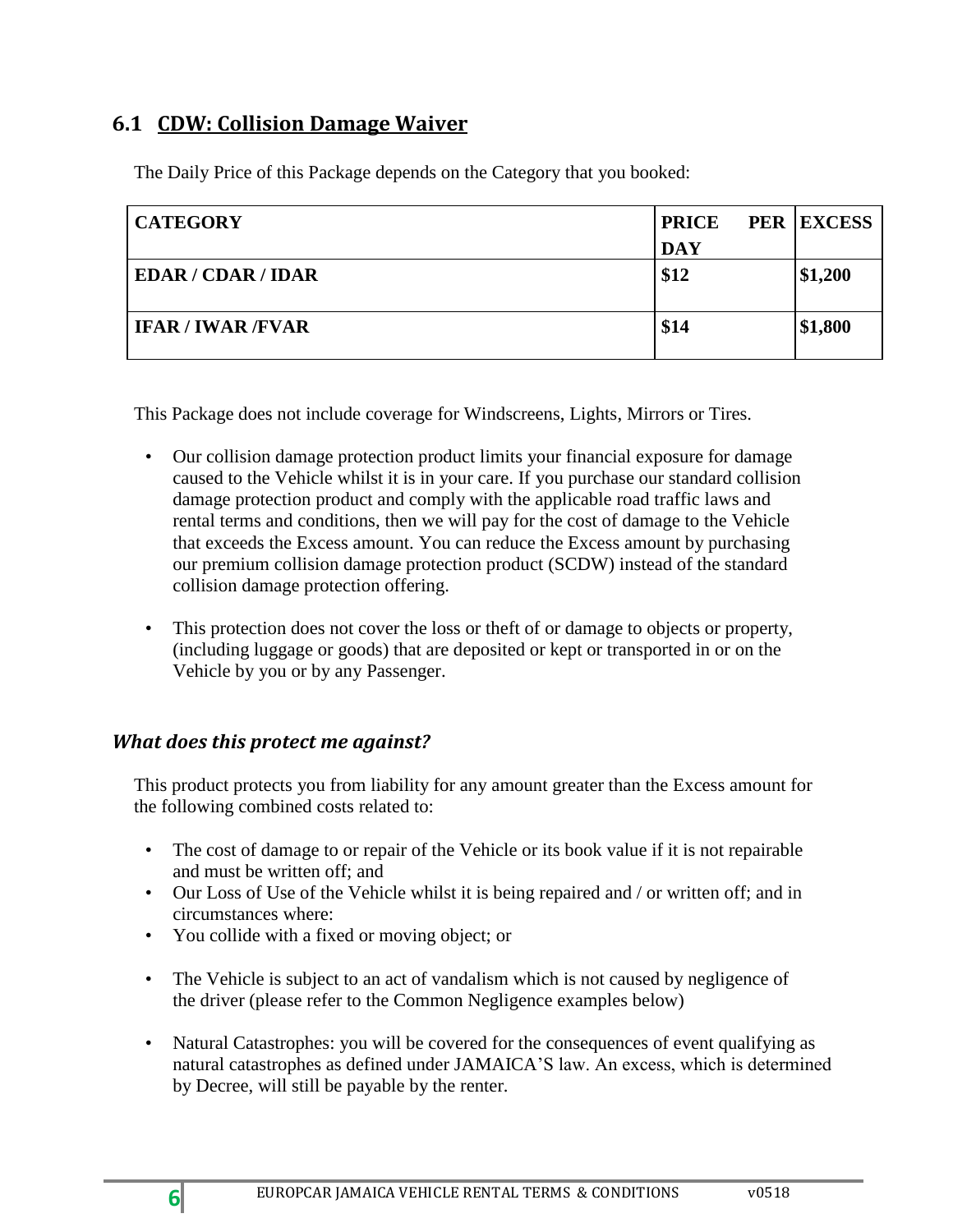## 6.1 CDW: Collision Damage Waiver

The Daily Price of this Package depends on the Category that you booked:

| CATEGORY | PRICE PER DAY | EXCESS |
|---|---|---|
| EDAR / CDAR / IDAR | $12 | $1,200 |
| IFAR / IWAR /FVAR | $14 | $1,800 |

This Package does not include coverage for Windscreens, Lights, Mirrors or Tires.

- Our collision damage protection product limits your financial exposure for damage caused to the Vehicle whilst it is in your care. If you purchase our standard collision damage protection product and comply with the applicable road traffic laws and rental terms and conditions, then we will pay for the cost of damage to the Vehicle that exceeds the Excess amount. You can reduce the Excess amount by purchasing our premium collision damage protection product (SCDW) instead of the standard collision damage protection offering.
- This protection does not cover the loss or theft of or damage to objects or property, (including luggage or goods) that are deposited or kept or transported in or on the Vehicle by you or by any Passenger.

### *What does this protect me against?*

This product protects you from liability for any amount greater than the Excess amount for the following combined costs related to:

- The cost of damage to or repair of the Vehicle or its book value if it is not repairable and must be written off; and
- Our Loss of Use of the Vehicle whilst it is being repaired and / or written off; and in circumstances where:
- You collide with a fixed or moving object; or
- The Vehicle is subject to an act of vandalism which is not caused by negligence of the driver (please refer to the Common Negligence examples below)
- Natural Catastrophes: you will be covered for the consequences of event qualifying as natural catastrophes as defined under JAMAICA'S law. An excess, which is determined by Decree, will still be payable by the renter.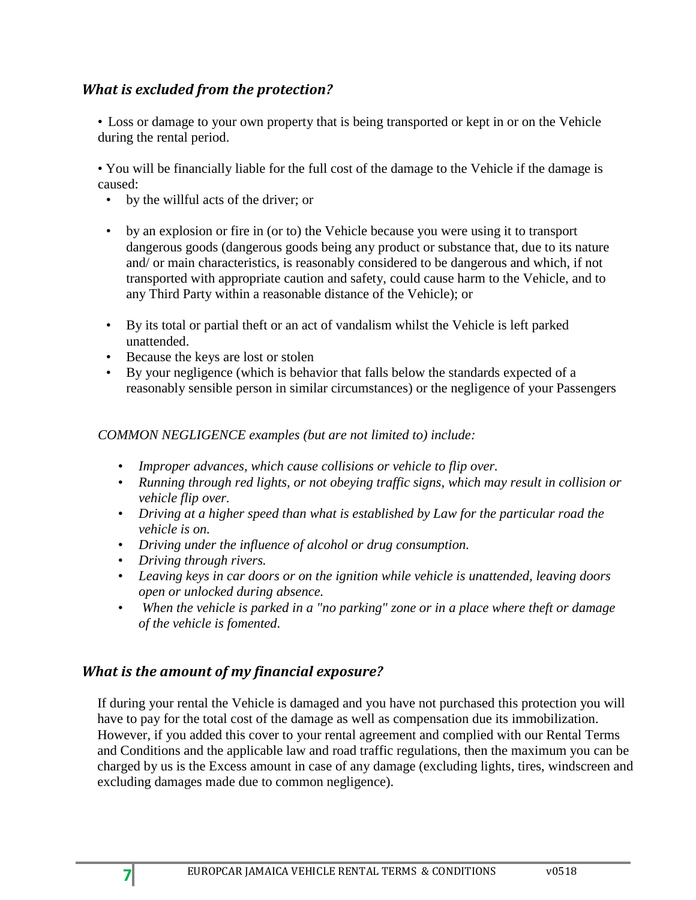### *What is excluded from the protection?*

- Loss or damage to your own property that is being transported or kept in or on the Vehicle during the rental period.

- You will be financially liable for the full cost of the damage to the Vehicle if the damage is caused:
  - by the willful acts of the driver; or
  - by an explosion or fire in (or to) the Vehicle because you were using it to transport dangerous goods (dangerous goods being any product or substance that, due to its nature and/ or main characteristics, is reasonably considered to be dangerous and which, if not transported with appropriate caution and safety, could cause harm to the Vehicle, and to any Third Party within a reasonable distance of the Vehicle); or
  - By its total or partial theft or an act of vandalism whilst the Vehicle is left parked unattended.
  - Because the keys are lost or stolen
  - By your negligence (which is behavior that falls below the standards expected of a reasonably sensible person in similar circumstances) or the negligence of your Passengers

*COMMON NEGLIGENCE examples (but are not limited to) include:*

- *Improper advances, which cause collisions or vehicle to flip over.*
- *Running through red lights, or not obeying traffic signs, which may result in collision or vehicle flip over.*
- *Driving at a higher speed than what is established by Law for the particular road the vehicle is on.*
- *Driving under the influence of alcohol or drug consumption.*
- *Driving through rivers.*
- *Leaving keys in car doors or on the ignition while vehicle is unattended, leaving doors open or unlocked during absence.*
- *When the vehicle is parked in a "no parking" zone or in a place where theft or damage of the vehicle is fomented.*

### *What is the amount of my financial exposure?*

If during your rental the Vehicle is damaged and you have not purchased this protection you will have to pay for the total cost of the damage as well as compensation due its immobilization. However, if you added this cover to your rental agreement and complied with our Rental Terms and Conditions and the applicable law and road traffic regulations, then the maximum you can be charged by us is the Excess amount in case of any damage (excluding lights, tires, windscreen and excluding damages made due to common negligence).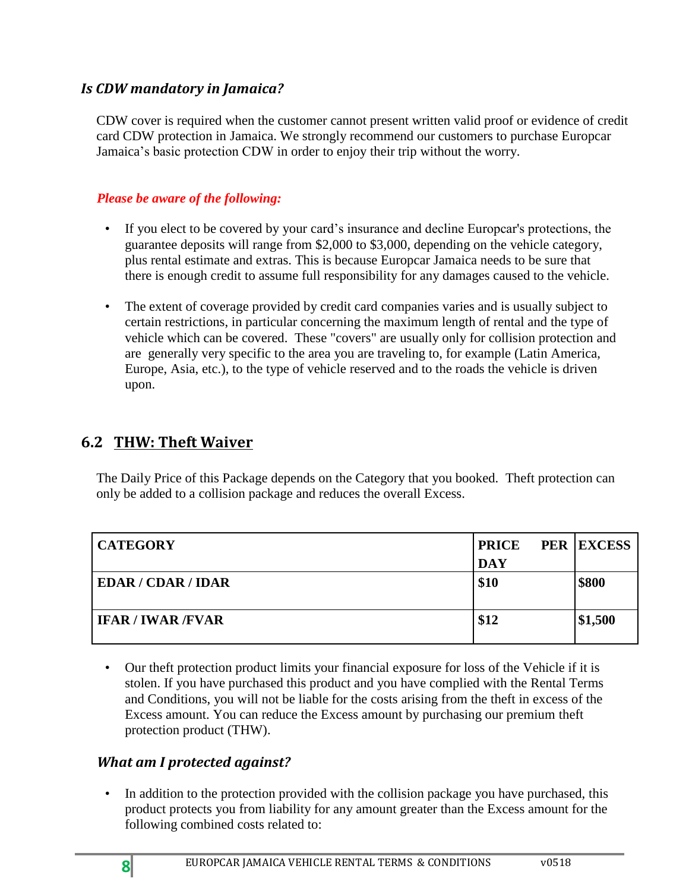### *Is CDW mandatory in Jamaica?*

CDW cover is required when the customer cannot present written valid proof or evidence of credit card CDW protection in Jamaica. We strongly recommend our customers to purchase Europcar Jamaica's basic protection CDW in order to enjoy their trip without the worry.

*Please be aware of the following:*

- If you elect to be covered by your card's insurance and decline Europcar's protections, the guarantee deposits will range from $2,000 to $3,000, depending on the vehicle category, plus rental estimate and extras. This is because Europcar Jamaica needs to be sure that there is enough credit to assume full responsibility for any damages caused to the vehicle.

- The extent of coverage provided by credit card companies varies and is usually subject to certain restrictions, in particular concerning the maximum length of rental and the type of vehicle which can be covered. These "covers" are usually only for collision protection and are generally very specific to the area you are traveling to, for example (Latin America, Europe, Asia, etc.), to the type of vehicle reserved and to the roads the vehicle is driven upon.

## 6.2 THW: Theft Waiver

The Daily Price of this Package depends on the Category that you booked. Theft protection can only be added to a collision package and reduces the overall Excess.

| CATEGORY | PRICE PER DAY | EXCESS |
|---|---|---|
| **EDAR / CDAR / IDAR** | **$10** | **$800** |
| **IFAR / IWAR /FVAR** | **$12** | **$1,500** |

- Our theft protection product limits your financial exposure for loss of the Vehicle if it is stolen. If you have purchased this product and you have complied with the Rental Terms and Conditions, you will not be liable for the costs arising from the theft in excess of the Excess amount. You can reduce the Excess amount by purchasing our premium theft protection product (THW).

### *What am I protected against?*

- In addition to the protection provided with the collision package you have purchased, this product protects you from liability for any amount greater than the Excess amount for the following combined costs related to: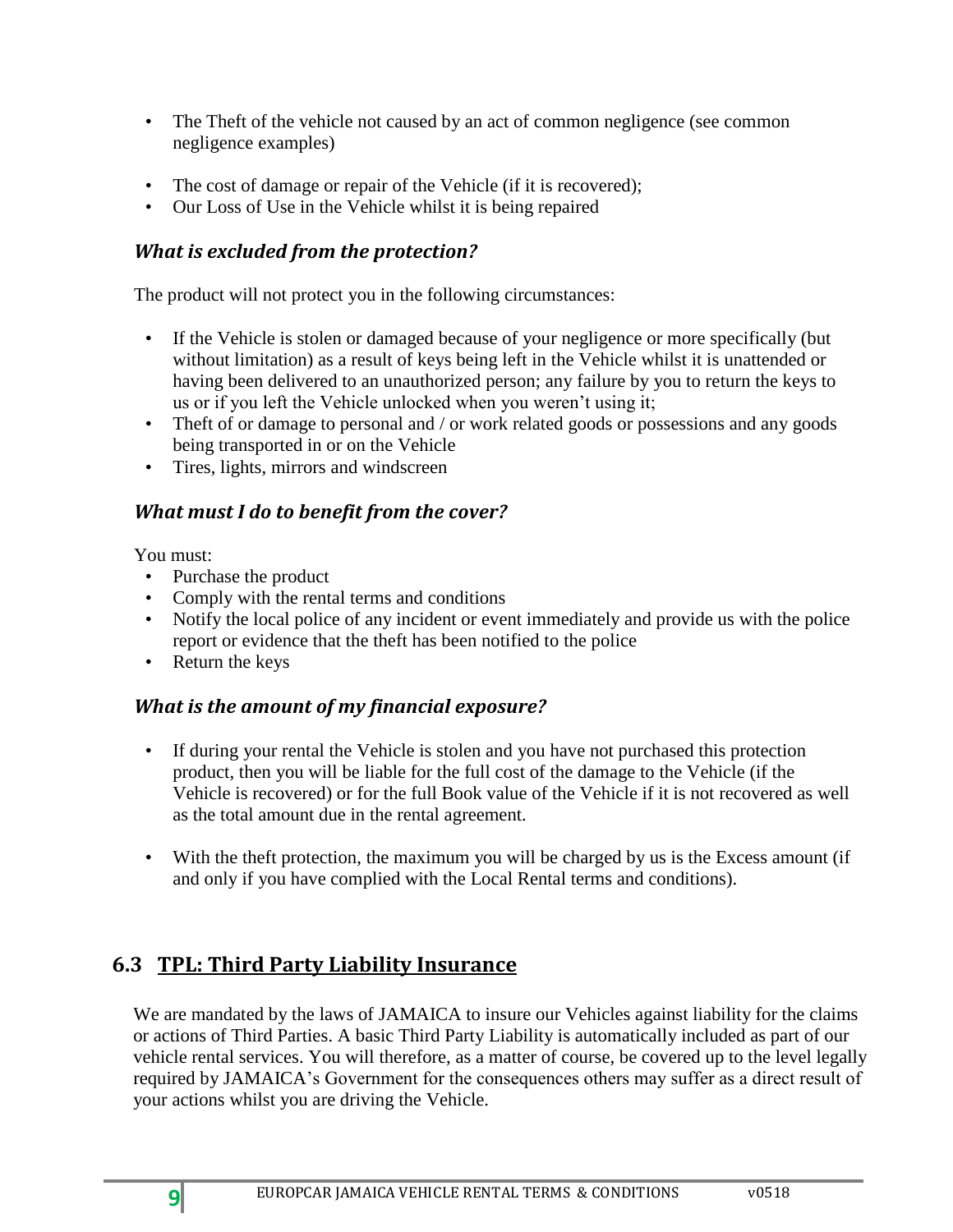- The Theft of the vehicle not caused by an act of common negligence (see common negligence examples)

- The cost of damage or repair of the Vehicle (if it is recovered);
- Our Loss of Use in the Vehicle whilst it is being repaired

### *What is excluded from the protection?*

The product will not protect you in the following circumstances:

- If the Vehicle is stolen or damaged because of your negligence or more specifically (but without limitation) as a result of keys being left in the Vehicle whilst it is unattended or having been delivered to an unauthorized person; any failure by you to return the keys to us or if you left the Vehicle unlocked when you weren't using it;
- Theft of or damage to personal and / or work related goods or possessions and any goods being transported in or on the Vehicle
- Tires, lights, mirrors and windscreen

### *What must I do to benefit from the cover?*

You must:

- Purchase the product
- Comply with the rental terms and conditions
- Notify the local police of any incident or event immediately and provide us with the police report or evidence that the theft has been notified to the police
- Return the keys

### *What is the amount of my financial exposure?*

- If during your rental the Vehicle is stolen and you have not purchased this protection product, then you will be liable for the full cost of the damage to the Vehicle (if the Vehicle is recovered) or for the full Book value of the Vehicle if it is not recovered as well as the total amount due in the rental agreement.

- With the theft protection, the maximum you will be charged by us is the Excess amount (if and only if you have complied with the Local Rental terms and conditions).

## 6.3 <u>TPL: Third Party Liability Insurance</u>

We are mandated by the laws of JAMAICA to insure our Vehicles against liability for the claims or actions of Third Parties. A basic Third Party Liability is automatically included as part of our vehicle rental services. You will therefore, as a matter of course, be covered up to the level legally required by JAMAICA's Government for the consequences others may suffer as a direct result of your actions whilst you are driving the Vehicle.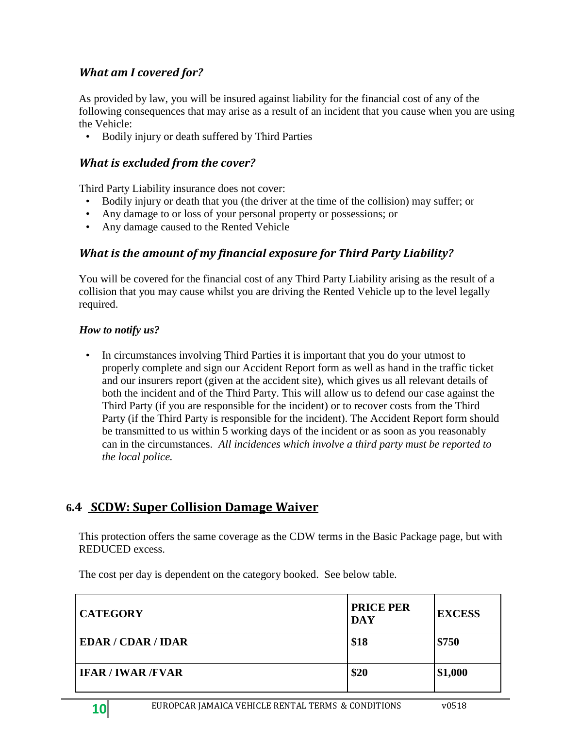### *What am I covered for?*

As provided by law, you will be insured against liability for the financial cost of any of the following consequences that may arise as a result of an incident that you cause when you are using the Vehicle:

- Bodily injury or death suffered by Third Parties

### *What is excluded from the cover?*

Third Party Liability insurance does not cover:

- Bodily injury or death that you (the driver at the time of the collision) may suffer; or
- Any damage to or loss of your personal property or possessions; or
- Any damage caused to the Rented Vehicle

### *What is the amount of my financial exposure for Third Party Liability?*

You will be covered for the financial cost of any Third Party Liability arising as the result of a collision that you may cause whilst you are driving the Rented Vehicle up to the level legally required.

***How to notify us?***

- In circumstances involving Third Parties it is important that you do your utmost to properly complete and sign our Accident Report form as well as hand in the traffic ticket and our insurers report (given at the accident site), which gives us all relevant details of both the incident and of the Third Party. This will allow us to defend our case against the Third Party (if you are responsible for the incident) or to recover costs from the Third Party (if the Third Party is responsible for the incident). The Accident Report form should be transmitted to us within 5 working days of the incident or as soon as you reasonably can in the circumstances. *All incidences which involve a third party must be reported to the local police.*

## 6.4 SCDW: Super Collision Damage Waiver

This protection offers the same coverage as the CDW terms in the Basic Package page, but with REDUCED excess.

The cost per day is dependent on the category booked. See below table.

| CATEGORY | PRICE PER DAY | EXCESS |
|---|---|---|
| **EDAR / CDAR / IDAR** | **$18** | **$750** |
| **IFAR / IWAR /FVAR** | **$20** | **$1,000** |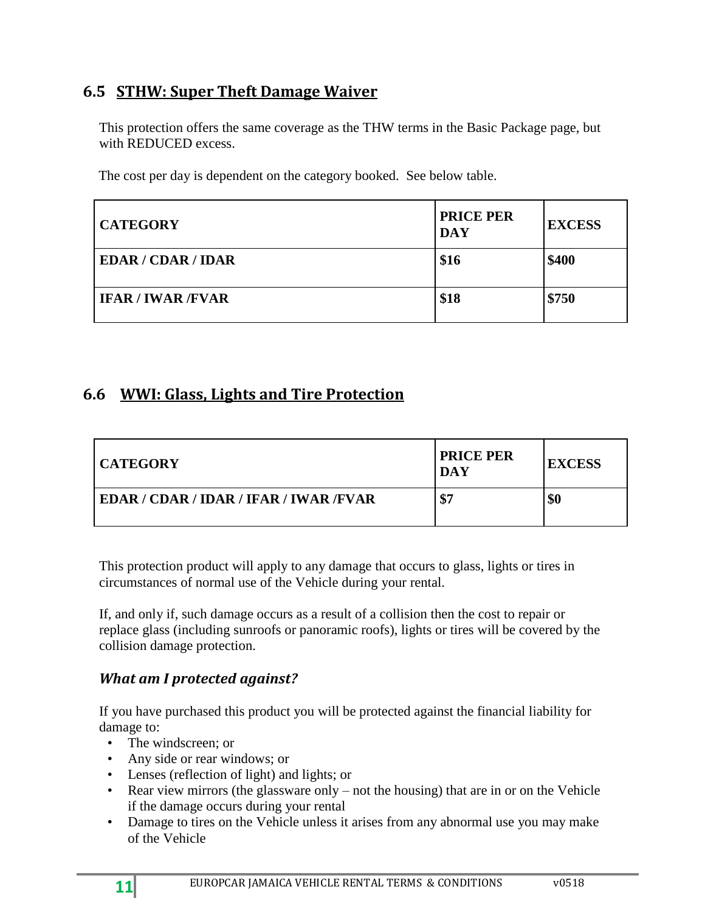## 6.5 STHW: Super Theft Damage Waiver

This protection offers the same coverage as the THW terms in the Basic Package page, but with REDUCED excess.

The cost per day is dependent on the category booked. See below table.

| CATEGORY | PRICE PER DAY | EXCESS |
|---|---|---|
| EDAR / CDAR / IDAR | $16 | $400 |
| IFAR / IWAR /FVAR | $18 | $750 |

## 6.6 WWI: Glass, Lights and Tire Protection

| CATEGORY | PRICE PER DAY | EXCESS |
|---|---|---|
| EDAR / CDAR / IDAR / IFAR / IWAR /FVAR | $7 | $0 |

This protection product will apply to any damage that occurs to glass, lights or tires in circumstances of normal use of the Vehicle during your rental.

If, and only if, such damage occurs as a result of a collision then the cost to repair or replace glass (including sunroofs or panoramic roofs), lights or tires will be covered by the collision damage protection.

### *What am I protected against?*

If you have purchased this product you will be protected against the financial liability for damage to:

- The windscreen; or
- Any side or rear windows; or
- Lenses (reflection of light) and lights; or
- Rear view mirrors (the glassware only – not the housing) that are in or on the Vehicle if the damage occurs during your rental
- Damage to tires on the Vehicle unless it arises from any abnormal use you may make of the Vehicle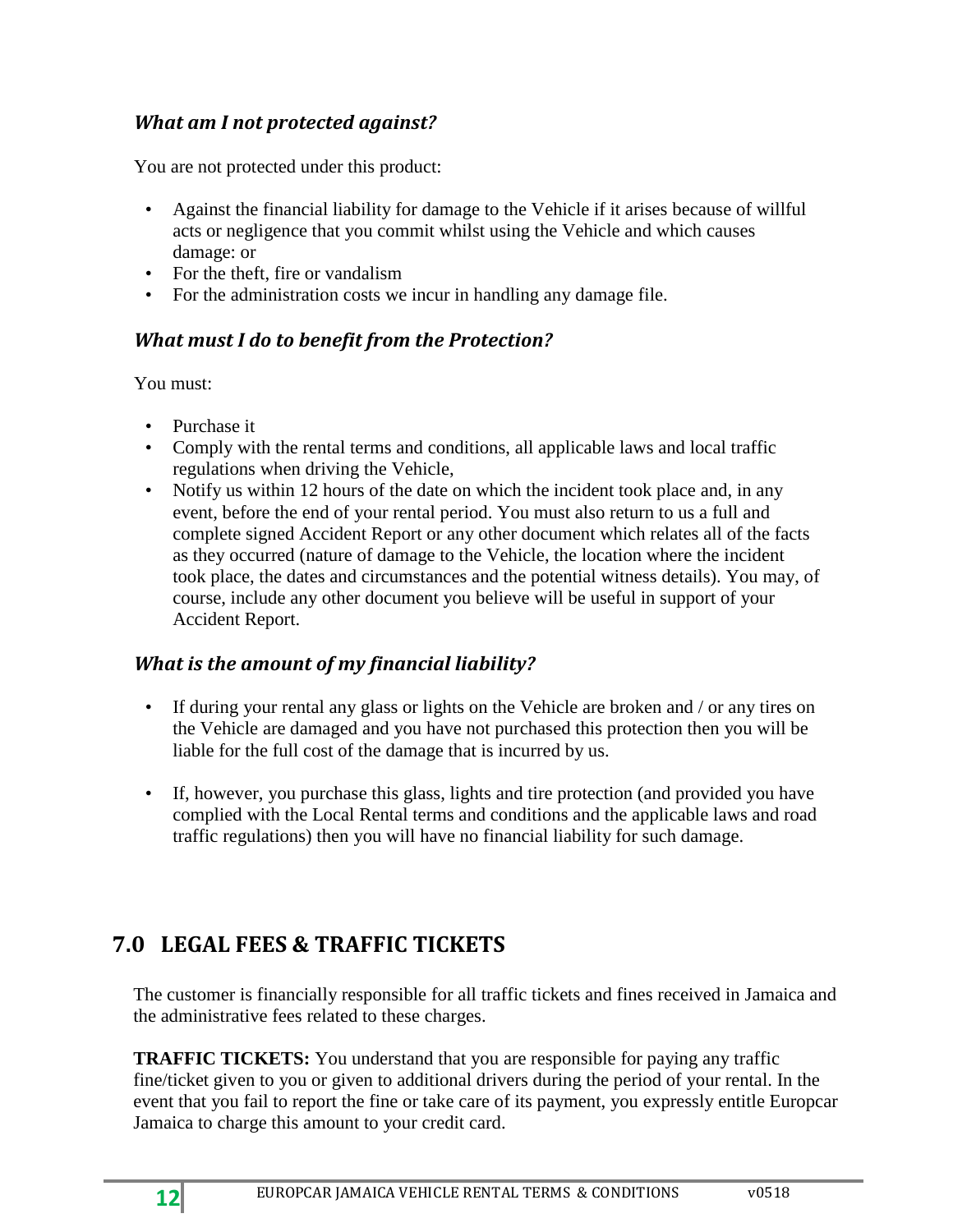### *What am I not protected against?*

You are not protected under this product:

- Against the financial liability for damage to the Vehicle if it arises because of willful acts or negligence that you commit whilst using the Vehicle and which causes damage: or
- For the theft, fire or vandalism
- For the administration costs we incur in handling any damage file.

### *What must I do to benefit from the Protection?*

You must:

- Purchase it
- Comply with the rental terms and conditions, all applicable laws and local traffic regulations when driving the Vehicle,
- Notify us within 12 hours of the date on which the incident took place and, in any event, before the end of your rental period. You must also return to us a full and complete signed Accident Report or any other document which relates all of the facts as they occurred (nature of damage to the Vehicle, the location where the incident took place, the dates and circumstances and the potential witness details). You may, of course, include any other document you believe will be useful in support of your Accident Report.

### *What is the amount of my financial liability?*

- If during your rental any glass or lights on the Vehicle are broken and / or any tires on the Vehicle are damaged and you have not purchased this protection then you will be liable for the full cost of the damage that is incurred by us.

- If, however, you purchase this glass, lights and tire protection (and provided you have complied with the Local Rental terms and conditions and the applicable laws and road traffic regulations) then you will have no financial liability for such damage.

## 7.0 LEGAL FEES & TRAFFIC TICKETS

The customer is financially responsible for all traffic tickets and fines received in Jamaica and the administrative fees related to these charges.

**TRAFFIC TICKETS:** You understand that you are responsible for paying any traffic fine/ticket given to you or given to additional drivers during the period of your rental. In the event that you fail to report the fine or take care of its payment, you expressly entitle Europcar Jamaica to charge this amount to your credit card.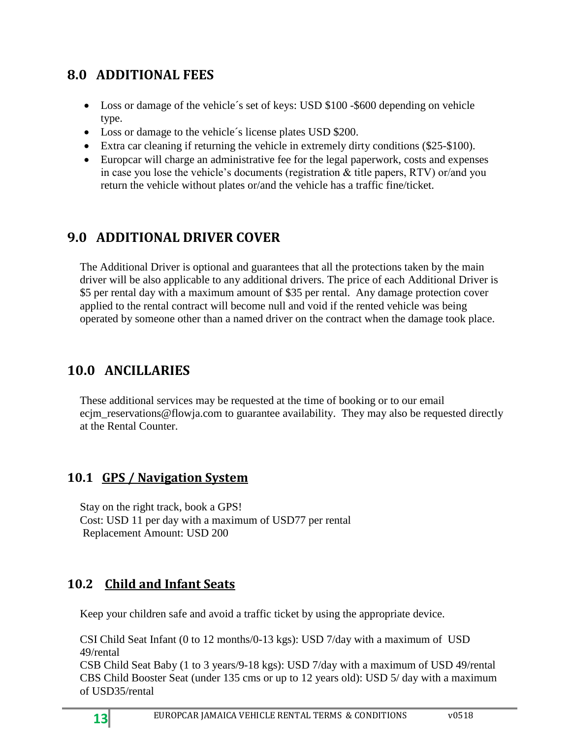## 8.0 ADDITIONAL FEES

- Loss or damage of the vehicle´s set of keys: USD $100 -$600 depending on vehicle type.
- Loss or damage to the vehicle´s license plates USD $200.
- Extra car cleaning if returning the vehicle in extremely dirty conditions ($25-$100).
- Europcar will charge an administrative fee for the legal paperwork, costs and expenses in case you lose the vehicle's documents (registration & title papers, RTV) or/and you return the vehicle without plates or/and the vehicle has a traffic fine/ticket.

## 9.0 ADDITIONAL DRIVER COVER

The Additional Driver is optional and guarantees that all the protections taken by the main driver will be also applicable to any additional drivers. The price of each Additional Driver is $5 per rental day with a maximum amount of $35 per rental. Any damage protection cover applied to the rental contract will become null and void if the rented vehicle was being operated by someone other than a named driver on the contract when the damage took place.

## 10.0 ANCILLARIES

These additional services may be requested at the time of booking or to our email ecjm_reservations@flowja.com to guarantee availability. They may also be requested directly at the Rental Counter.

### 10.1 GPS / Navigation System

Stay on the right track, book a GPS!
Cost: USD 11 per day with a maximum of USD77 per rental
Replacement Amount: USD 200

### 10.2 Child and Infant Seats

Keep your children safe and avoid a traffic ticket by using the appropriate device.

CSI Child Seat Infant (0 to 12 months/0-13 kgs): USD 7/day with a maximum of USD 49/rental
CSB Child Seat Baby (1 to 3 years/9-18 kgs): USD 7/day with a maximum of USD 49/rental
CBS Child Booster Seat (under 135 cms or up to 12 years old): USD 5/ day with a maximum of USD35/rental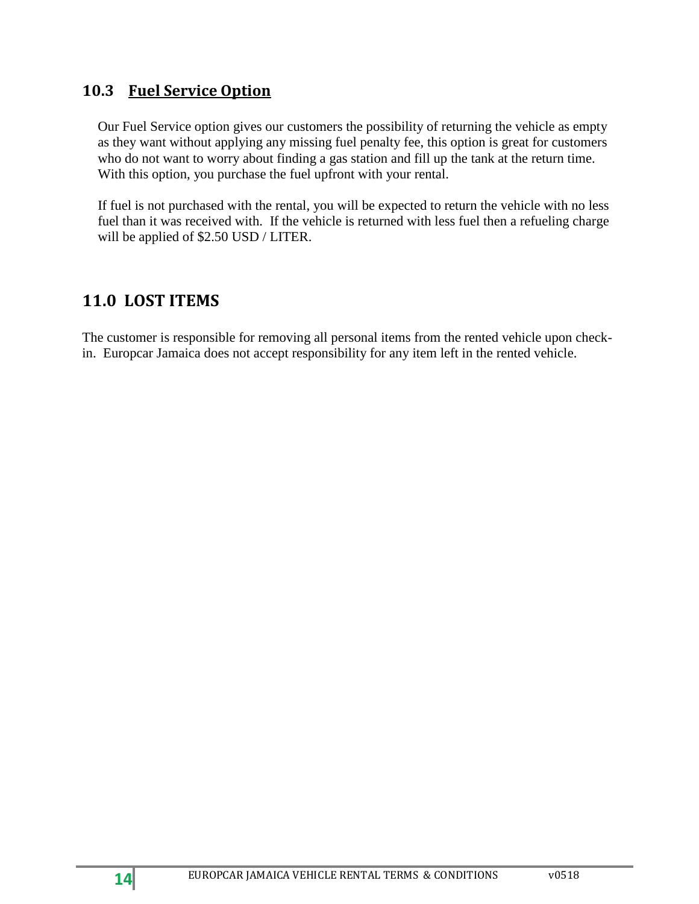### 10.3 Fuel Service Option

Our Fuel Service option gives our customers the possibility of returning the vehicle as empty as they want without applying any missing fuel penalty fee, this option is great for customers who do not want to worry about finding a gas station and fill up the tank at the return time. With this option, you purchase the fuel upfront with your rental.

If fuel is not purchased with the rental, you will be expected to return the vehicle with no less fuel than it was received with. If the vehicle is returned with less fuel then a refueling charge will be applied of $2.50 USD / LITER.

## 11.0 LOST ITEMS

The customer is responsible for removing all personal items from the rented vehicle upon check-in. Europcar Jamaica does not accept responsibility for any item left in the rented vehicle.